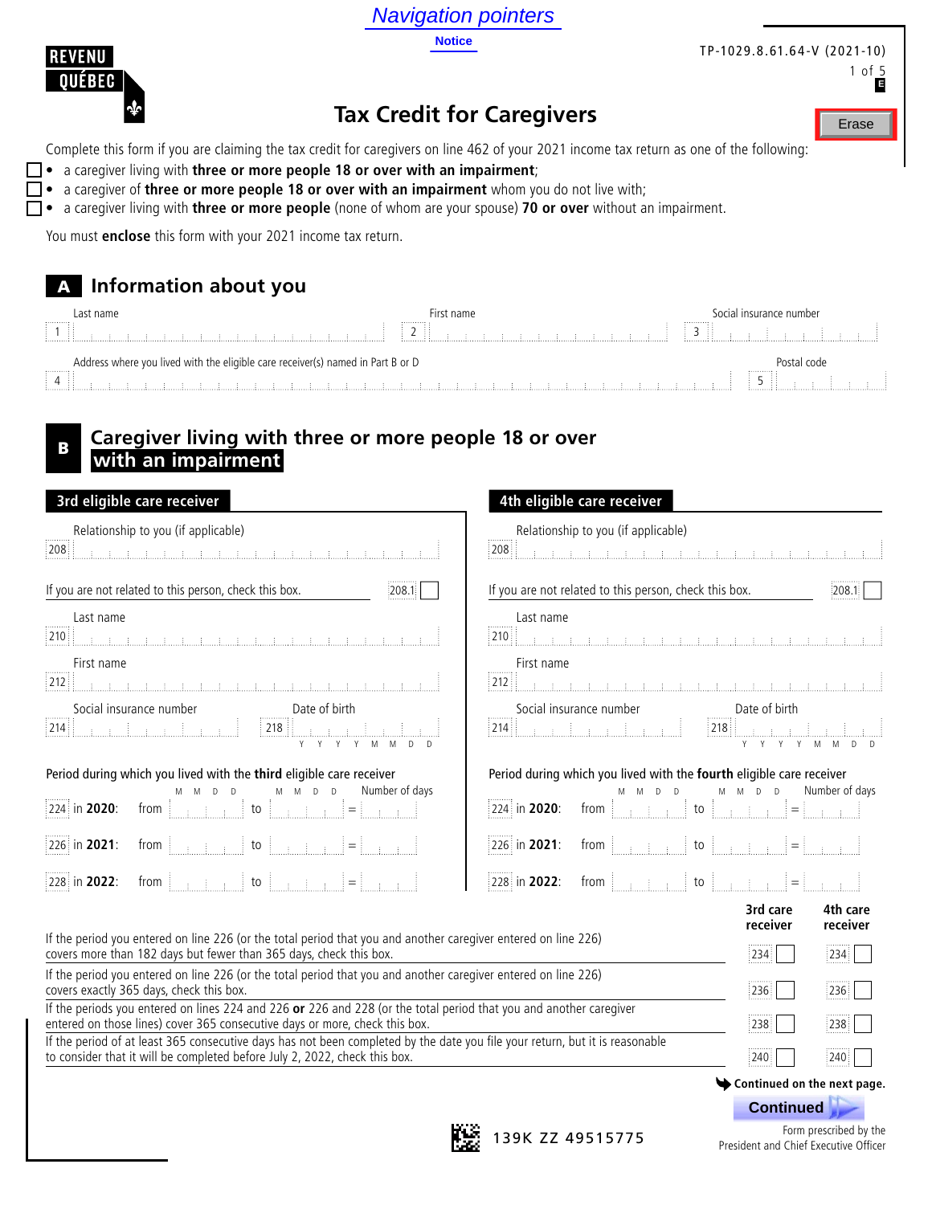Navigation pointers

Notice

REVENU QUÉBEC

TP-1029.8.61.64-V (2021-10)

# Tax Credit for Caregivers

Erase

Complete this form if you are claiming the tax credit for caregivers on line 462 of your 2021 income tax return as one of the following:

- ☐ a caregiver living with **three or more people 18 or over with an impairment**;
- ☐ a caregiver of **three or more people 18 or over with an impairment** whom you do not live with;
- ☐ a caregiver living with **three or more people** (none of whom are your spouse) **70 or over** without an impairment.

You must **enclose** this form with your 2021 income tax return.

## A Information about you

| Last name | First name | Social insurance number |
|---|---|---|
| 1 | 2 | 3 |

| Address where you lived with the eligible care receiver(s) named in Part B or D | Postal code |
|---|---|
| 4 | 5 |

## B Caregiver living with three or more people 18 or over with an impairment

| | 3rd eligible care receiver | 4th eligible care receiver |
|---|---|---|
| 208 Relationship to you (if applicable) | | |
| 208.1 If you are not related to this person, check this box. | ☐ | ☐ |
| 210 Last name | | |
| 212 First name | | |
| 214 Social insurance number | | |
| 218 Date of birth (YYYYMMDD) | | |

Period during which you lived with the **third** / **fourth** eligible care receiver

| | 3rd: from (MMDD) | to (MMDD) | = Number of days | 4th: from (MMDD) | to (MMDD) | = Number of days |
|---|---|---|---|---|---|---|
| 224 in **2020**: | | | | | | |
| 226 in **2021**: | | | | | | |
| 228 in **2022**: | | | | | | |

| | 3rd care receiver | 4th care receiver |
|---|---|---|
| If the period you entered on line 226 (or the total period that you and another caregiver entered on line 226) covers more than 182 days but fewer than 365 days, check this box. | 234 ☐ | 234 ☐ |
| If the period you entered on line 226 (or the total period that you and another caregiver entered on line 226) covers exactly 365 days, check this box. | 236 ☐ | 236 ☐ |
| If the periods you entered on lines 224 and 226 **or** 226 and 228 (or the total period that you and another caregiver entered on those lines) cover 365 consecutive days or more, check this box. | 238 ☐ | 238 ☐ |
| If the period of at least 365 consecutive days has not been completed by the date you file your return, but it is reasonable to consider that it will be completed before July 2, 2022, check this box. | 240 ☐ | 240 ☐ |

Continued on the next page.

Continued

139K ZZ 49515775

Form prescribed by the President and Chief Executive Officer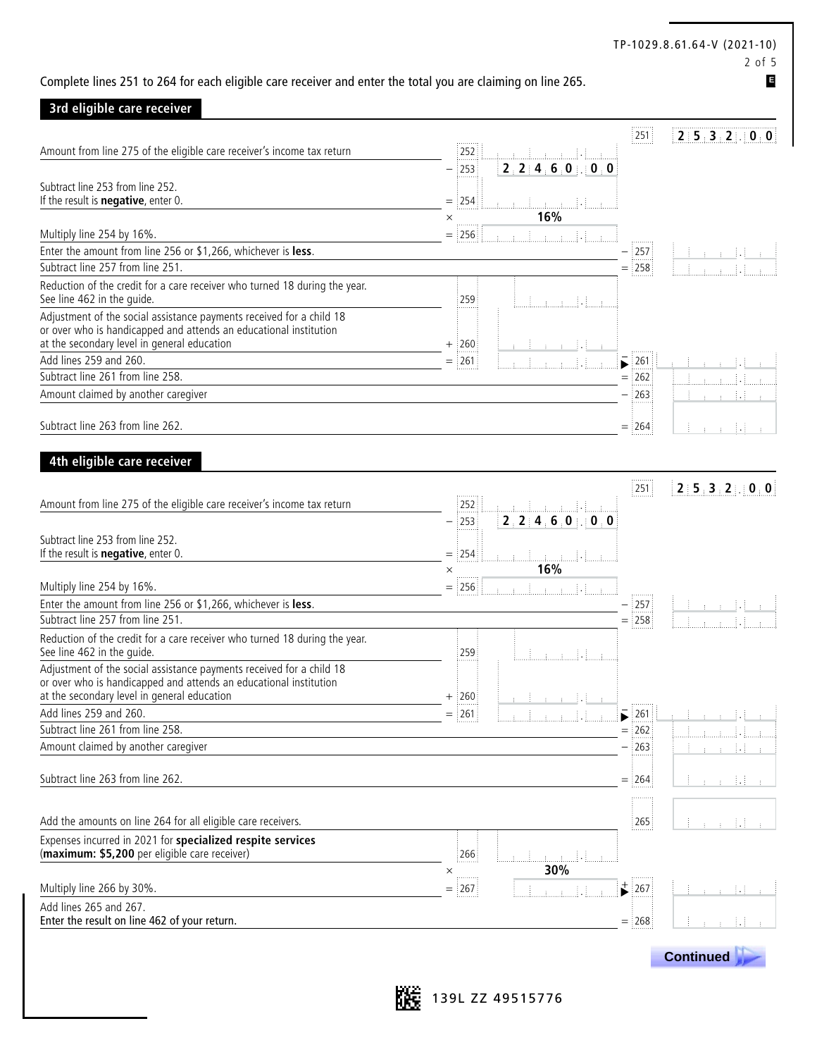Complete lines 251 to 264 for each eligible care receiver and enter the total you are claiming on line 265.

## 3rd eligible care receiver

| Description | | Line | Amount | | Line | Amount |
|---|---|---|---|---|---|---|
| | | | | | 251 | 2532.00 |
| Amount from line 275 of the eligible care receiver's income tax return | | 252 | | | | |
| | − | 253 | 22460.00 | | | |
| Subtract line 253 from line 252. If the result is **negative**, enter 0. | = | 254 | | | | |
| | × | | 16% | | | |
| Multiply line 254 by 16%. | = | 256 | | | | |
| Enter the amount from line 256 or $1,266, whichever is **less**. | | | | − | 257 | |
| Subtract line 257 from line 251. | | | | = | 258 | |
| Reduction of the credit for a care receiver who turned 18 during the year. See line 462 in the guide. | | 259 | | | | |
| Adjustment of the social assistance payments received for a child 18 or over who is handicapped and attends an educational institution at the secondary level in general education | + | 260 | | | | |
| Add lines 259 and 260. | = | 261 | | − | 261 | |
| Subtract line 261 from line 258. | | | | = | 262 | |
| Amount claimed by another caregiver | | | | − | 263 | |
| Subtract line 263 from line 262. | | | | = | 264 | |

## 4th eligible care receiver

| Description | | Line | Amount | | Line | Amount |
|---|---|---|---|---|---|---|
| | | | | | 251 | 2532.00 |
| Amount from line 275 of the eligible care receiver's income tax return | | 252 | | | | |
| | − | 253 | 22460.00 | | | |
| Subtract line 253 from line 252. If the result is **negative**, enter 0. | = | 254 | | | | |
| | × | | 16% | | | |
| Multiply line 254 by 16%. | = | 256 | | | | |
| Enter the amount from line 256 or $1,266, whichever is **less**. | | | | − | 257 | |
| Subtract line 257 from line 251. | | | | = | 258 | |
| Reduction of the credit for a care receiver who turned 18 during the year. See line 462 in the guide. | | 259 | | | | |
| Adjustment of the social assistance payments received for a child 18 or over who is handicapped and attends an educational institution at the secondary level in general education | + | 260 | | | | |
| Add lines 259 and 260. | = | 261 | | − | 261 | |
| Subtract line 261 from line 258. | | | | = | 262 | |
| Amount claimed by another caregiver | | | | − | 263 | |
| Subtract line 263 from line 262. | | | | = | 264 | |

| Description | | Line | Amount | | Line | Amount |
|---|---|---|---|---|---|---|
| Add the amounts on line 264 for all eligible care receivers. | | | | | 265 | |
| Expenses incurred in 2021 for **specialized respite services** (**maximum: $5,200** per eligible care receiver) | | 266 | | | | |
| | × | | 30% | | | |
| Multiply line 266 by 30%. | = | 267 | | + | 267 | |
| Add lines 265 and 267. Enter the result on line 462 of your return. | | | | = | 268 | |

Continued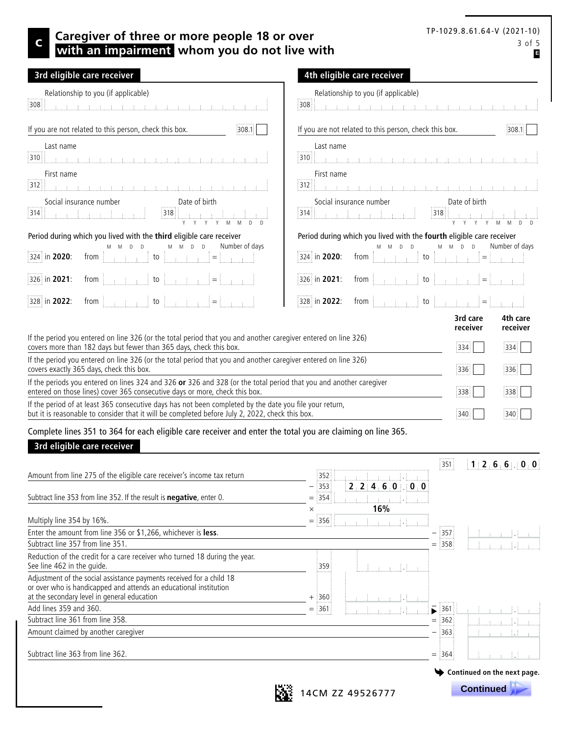# C Caregiver of three or more people 18 or over with an impairment whom you do not live with

TP-1029.8.61.64-V (2021-10)

## 3rd eligible care receiver

Relationship to you (if applicable)
308

If you are not related to this person, check this box. 308.1 ☐

Last name
310

First name
312

Social insurance number
314

Date of birth
318 (Y Y Y Y M M D D)

Period during which you lived with the **third** eligible care receiver

| | | from (M M D D) | | to (M M D D) | | Number of days |
|---|---|---|---|---|---|---|
| 324 | in **2020**: | from | | to | = | |
| 326 | in **2021**: | from | | to | = | |
| 328 | in **2022**: | from | | to | = | |

## 4th eligible care receiver

Relationship to you (if applicable)
308

If you are not related to this person, check this box. 308.1 ☐

Last name
310

First name
312

Social insurance number
314

Date of birth
318 (Y Y Y Y M M D D)

Period during which you lived with the **fourth** eligible care receiver

| | | from (M M D D) | | to (M M D D) | | Number of days |
|---|---|---|---|---|---|---|
| 324 | in **2020**: | from | | to | = | |
| 326 | in **2021**: | from | | to | = | |
| 328 | in **2022**: | from | | to | = | |

| | 3rd care receiver | 4th care receiver |
|---|---|---|
| If the period you entered on line 326 (or the total period that you and another caregiver entered on line 326) covers more than 182 days but fewer than 365 days, check this box. | 334 ☐ | 334 ☐ |
| If the period you entered on line 326 (or the total period that you and another caregiver entered on line 326) covers exactly 365 days, check this box. | 336 ☐ | 336 ☐ |
| If the periods you entered on lines 324 and 326 **or** 326 and 328 (or the total period that you and another caregiver entered on those lines) cover 365 consecutive days or more, check this box. | 338 ☐ | 338 ☐ |
| If the period of at least 365 consecutive days has not been completed by the date you file your return, but it is reasonable to consider that it will be completed before July 2, 2022, check this box. | 340 ☐ | 340 ☐ |

Complete lines 351 to 364 for each eligible care receiver and enter the total you are claiming on line 365.

## 3rd eligible care receiver

| | | | | |
|---|---|---|---|---|
| | | | 351 | 1,266.00 |
| Amount from line 275 of the eligible care receiver's income tax return | 352 | | | |
| | − 353 | 22,460.00 | | |
| Subtract line 353 from line 352. If the result is **negative**, enter 0. | = 354 | | | |
| | × | 16% | | |
| Multiply line 354 by 16%. | = 356 | | | |
| Enter the amount from line 356 or $1,266, whichever is **less**. | | | − 357 | |
| Subtract line 357 from line 351. | | | = 358 | |
| Reduction of the credit for a care receiver who turned 18 during the year. See line 462 in the guide. | 359 | | | |
| Adjustment of the social assistance payments received for a child 18 or over who is handicapped and attends an educational institution at the secondary level in general education | + 360 | | | |
| Add lines 359 and 360. | = 361 | | ► 361 | |
| Subtract line 361 from line 358. | | | = 362 | |
| Amount claimed by another caregiver | | | − 363 | |
| Subtract line 363 from line 362. | | | = 364 | |

Continued on the next page.

14CM ZZ 49526777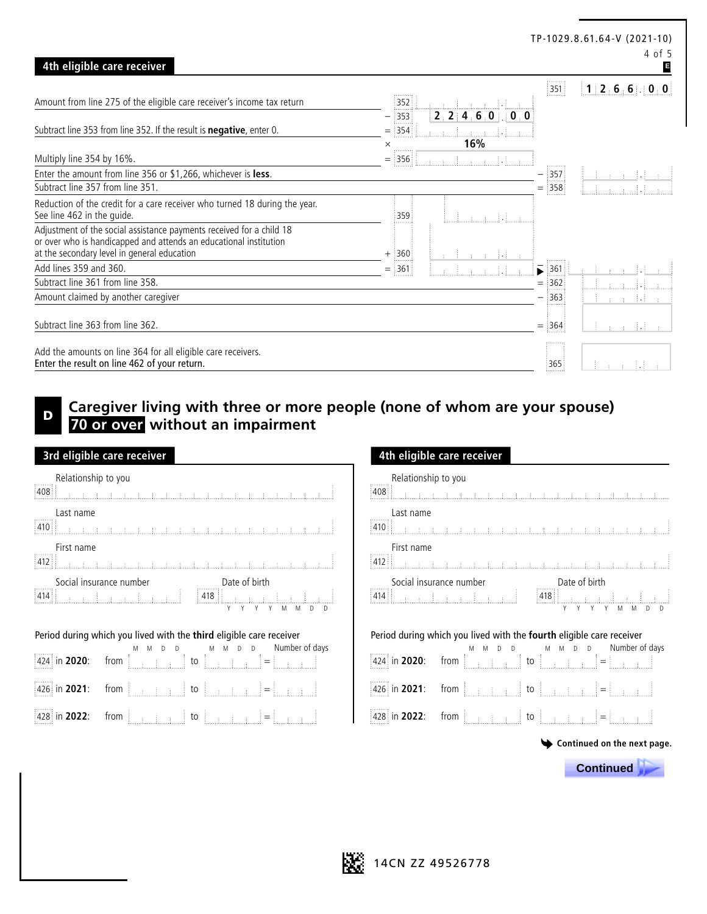## 4th eligible care receiver

| Description | | Line | Amount | | Line | Amount |
|---|---|---|---|---|---|---|
| | | | | | 351 | 1 266.00 |
| Amount from line 275 of the eligible care receiver's income tax return | | 352 | | | | |
| | − | 353 | 22 460.00 | | | |
| Subtract line 353 from line 352. If the result is **negative**, enter 0. | = | 354 | | | | |
| | × | | 16% | | | |
| Multiply line 354 by 16%. | = | 356 | | | | |
| Enter the amount from line 356 or $1,266, whichever is **less**. | | | | − | 357 | |
| Subtract line 357 from line 351. | | | | = | 358 | |
| Reduction of the credit for a care receiver who turned 18 during the year. See line 462 in the guide. | | 359 | | | | |
| Adjustment of the social assistance payments received for a child 18 or over who is handicapped and attends an educational institution at the secondary level in general education | + | 360 | | | | |
| Add lines 359 and 360. | = | 361 | | ► − | 361 | |
| Subtract line 361 from line 358. | | | | = | 362 | |
| Amount claimed by another caregiver | | | | − | 363 | |
| Subtract line 363 from line 362. | | | | = | 364 | |
| Add the amounts on line 364 for all eligible care receivers. Enter the result on line 462 of your return. | | | | | 365 | |

## D Caregiver living with three or more people (none of whom are your spouse) **70 or over** without an impairment

### 3rd eligible care receiver

408 Relationship to you

410 Last name

412 First name

414 Social insurance number

418 Date of birth (Y Y Y Y M M D D)

Period during which you lived with the **third** eligible care receiver

| | | from (M M D D) | to (M M D D) | Number of days |
|---|---|---|---|---|
| 424 | in **2020**: | | | = |
| 426 | in **2021**: | | | = |
| 428 | in **2022**: | | | = |

### 4th eligible care receiver

408 Relationship to you

410 Last name

412 First name

414 Social insurance number

418 Date of birth (Y Y Y Y M M D D)

Period during which you lived with the **fourth** eligible care receiver

| | | from (M M D D) | to (M M D D) | Number of days |
|---|---|---|---|---|
| 424 | in **2020**: | | | = |
| 426 | in **2021**: | | | = |
| 428 | in **2022**: | | | = |

Continued on the next page.

Continued

14CN ZZ 49526778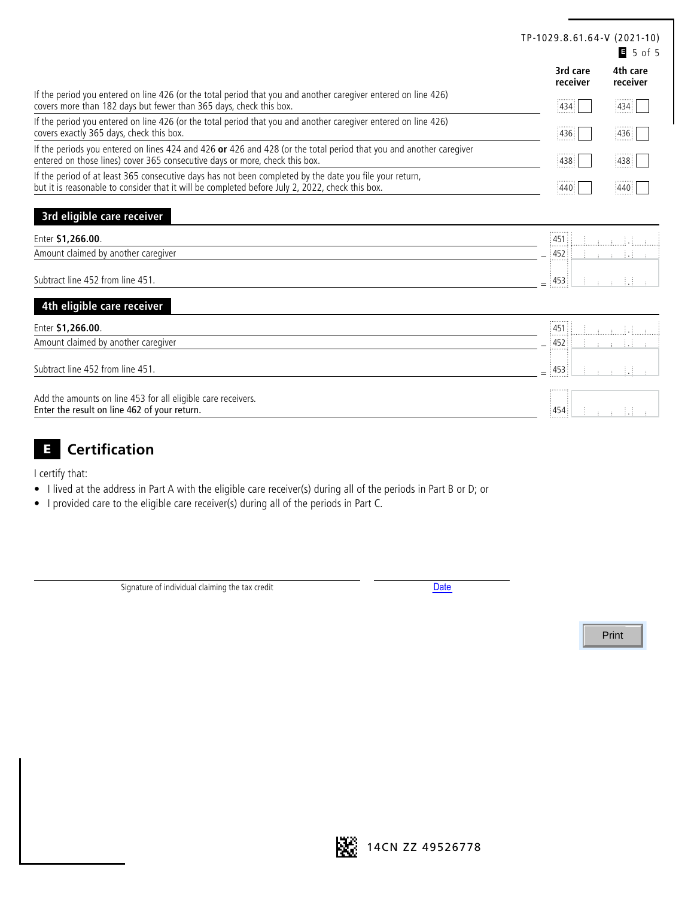| | 3rd care receiver | 4th care receiver |
|---|---|---|
| If the period you entered on line 426 (or the total period that you and another caregiver entered on line 426) covers more than 182 days but fewer than 365 days, check this box. | 434 ☐ | 434 ☐ |
| If the period you entered on line 426 (or the total period that you and another caregiver entered on line 426) covers exactly 365 days, check this box. | 436 ☐ | 436 ☐ |
| If the periods you entered on lines 424 and 426 **or** 426 and 428 (or the total period that you and another caregiver entered on those lines) cover 365 consecutive days or more, check this box. | 438 ☐ | 438 ☐ |
| If the period of at least 365 consecutive days has not been completed by the date you file your return, but it is reasonable to consider that it will be completed before July 2, 2022, check this box. | 440 ☐ | 440 ☐ |

### 3rd eligible care receiver

| | | |
|---|---|---|
| Enter **$1,266.00**. | | 451 |
| Amount claimed by another caregiver | – | 452 |
| Subtract line 452 from line 451. | = | 453 |

### 4th eligible care receiver

| | | |
|---|---|---|
| Enter **$1,266.00**. | | 451 |
| Amount claimed by another caregiver | – | 452 |
| Subtract line 452 from line 451. | = | 453 |
| Add the amounts on line 453 for all eligible care receivers. **Enter the result on line 462 of your return.** | | 454 |

## E Certification

I certify that:

- I lived at the address in Part A with the eligible care receiver(s) during all of the periods in Part B or D; or
- I provided care to the eligible care receiver(s) during all of the periods in Part C.

Signature of individual claiming the tax credit

Date

Print

14CN ZZ 49526778